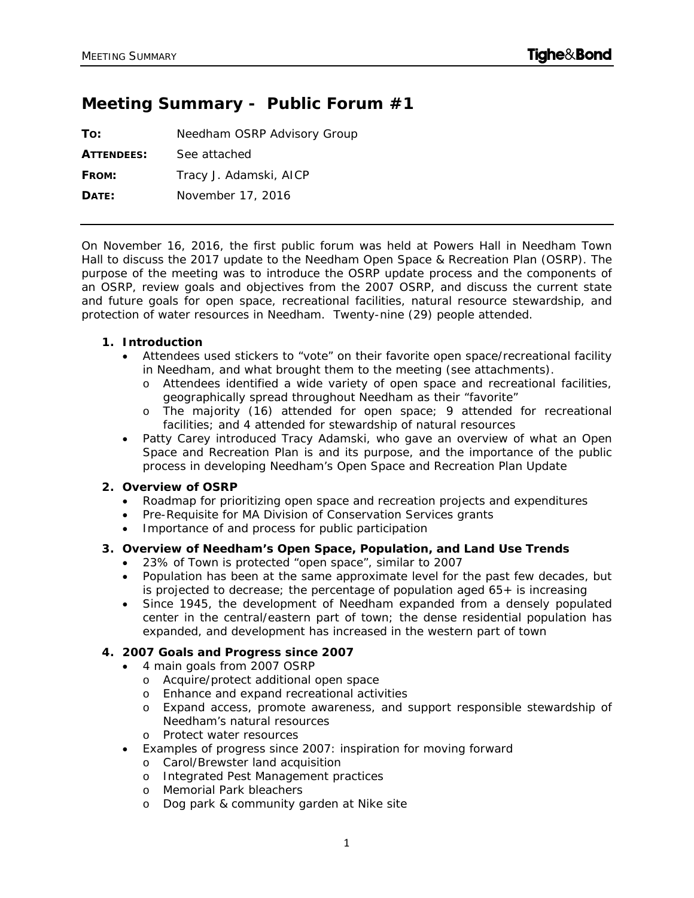# Meeting Summary - Public Forum #1

**TO:** Needham OSRP Advisory Group

**ATTENDEES:** See attached

**FROM:** Tracy J. Adamski, AICP

**DATE:** November 17, 2016

---

On November 16, 2016, the first public forum was held at Powers Hall in Needham Town Hall to discuss the 2017 update to the Needham Open Space & Recreation Plan (OSRP). The purpose of the meeting was to introduce the OSRP update process and the components of an OSRP, review goals and objectives from the 2007 OSRP, and discuss the current state and future goals for open space, recreational facilities, natural resource stewardship, and protection of water resources in Needham. Twenty-nine (29) people attended.

**1. Introduction**

- Attendees used stickers to "vote" on their favorite open space/recreational facility in Needham, and what brought them to the meeting (see attachments).
  - Attendees identified a wide variety of open space and recreational facilities, geographically spread throughout Needham as their "favorite"
  - The majority (16) attended for open space; 9 attended for recreational facilities; and 4 attended for stewardship of natural resources
- Patty Carey introduced Tracy Adamski, who gave an overview of what an Open Space and Recreation Plan is and its purpose, and the importance of the public process in developing Needham's Open Space and Recreation Plan Update

**2. Overview of OSRP**

- Roadmap for prioritizing open space and recreation projects and expenditures
- Pre-Requisite for MA Division of Conservation Services grants
- Importance of and process for public participation

**3. Overview of Needham's Open Space, Population, and Land Use Trends**

- 23% of Town is protected "open space", similar to 2007
- Population has been at the same approximate level for the past few decades, but is projected to decrease; the percentage of population aged 65+ is increasing
- Since 1945, the development of Needham expanded from a densely populated center in the central/eastern part of town; the dense residential population has expanded, and development has increased in the western part of town

**4. 2007 Goals and Progress since 2007**

- 4 main goals from 2007 OSRP
  - Acquire/protect additional open space
  - Enhance and expand recreational activities
  - Expand access, promote awareness, and support responsible stewardship of Needham's natural resources
  - Protect water resources
- Examples of progress since 2007: inspiration for moving forward
  - Carol/Brewster land acquisition
  - Integrated Pest Management practices
  - Memorial Park bleachers
  - Dog park & community garden at Nike site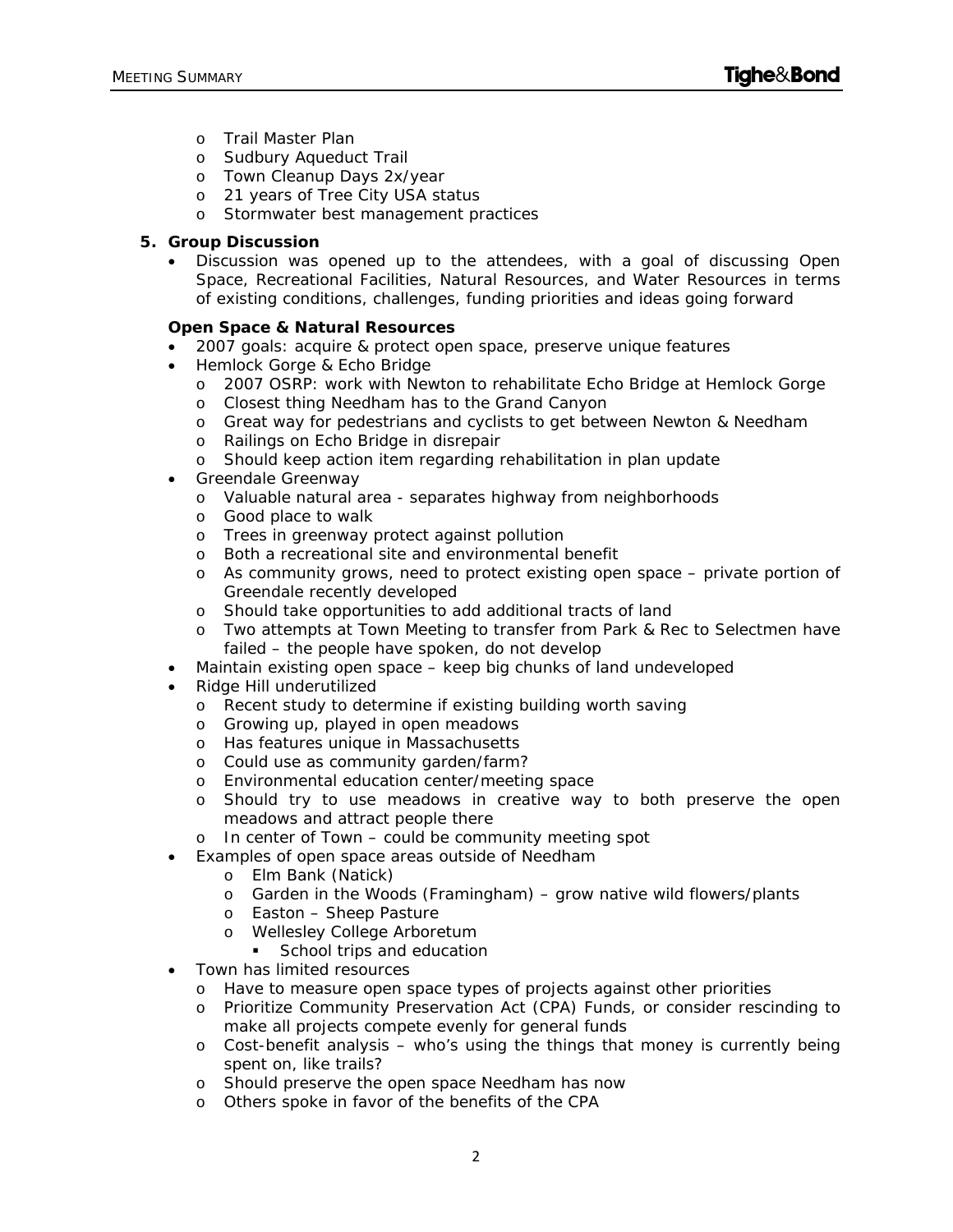- Trail Master Plan
  - Sudbury Aqueduct Trail
  - Town Cleanup Days 2x/year
  - 21 years of Tree City USA status
  - Stormwater best management practices

**5. Group Discussion**

- Discussion was opened up to the attendees, with a goal of discussing Open Space, Recreational Facilities, Natural Resources, and Water Resources in terms of existing conditions, challenges, funding priorities and ideas going forward

**Open Space & Natural Resources**

- 2007 goals: acquire & protect open space, preserve unique features
- Hemlock Gorge & Echo Bridge
  - 2007 OSRP: work with Newton to rehabilitate Echo Bridge at Hemlock Gorge
  - Closest thing Needham has to the Grand Canyon
  - Great way for pedestrians and cyclists to get between Newton & Needham
  - Railings on Echo Bridge in disrepair
  - Should keep action item regarding rehabilitation in plan update
- Greendale Greenway
  - Valuable natural area - separates highway from neighborhoods
  - Good place to walk
  - Trees in greenway protect against pollution
  - Both a recreational site and environmental benefit
  - As community grows, need to protect existing open space – private portion of Greendale recently developed
  - Should take opportunities to add additional tracts of land
  - Two attempts at Town Meeting to transfer from Park & Rec to Selectmen have failed – the people have spoken, do not develop
- Maintain existing open space – keep big chunks of land undeveloped
- Ridge Hill underutilized
  - Recent study to determine if existing building worth saving
  - Growing up, played in open meadows
  - Has features unique in Massachusetts
  - Could use as community garden/farm?
  - Environmental education center/meeting space
  - Should try to use meadows in creative way to both preserve the open meadows and attract people there
  - In center of Town – could be community meeting spot
- Examples of open space areas outside of Needham
  - Elm Bank (Natick)
  - Garden in the Woods (Framingham) – grow native wild flowers/plants
  - Easton – Sheep Pasture
  - Wellesley College Arboretum
    - School trips and education
- Town has limited resources
  - Have to measure open space types of projects against other priorities
  - Prioritize Community Preservation Act (CPA) Funds, or consider rescinding to make all projects compete evenly for general funds
  - Cost-benefit analysis – who's using the things that money is currently being spent on, like trails?
  - Should preserve the open space Needham has now
  - Others spoke in favor of the benefits of the CPA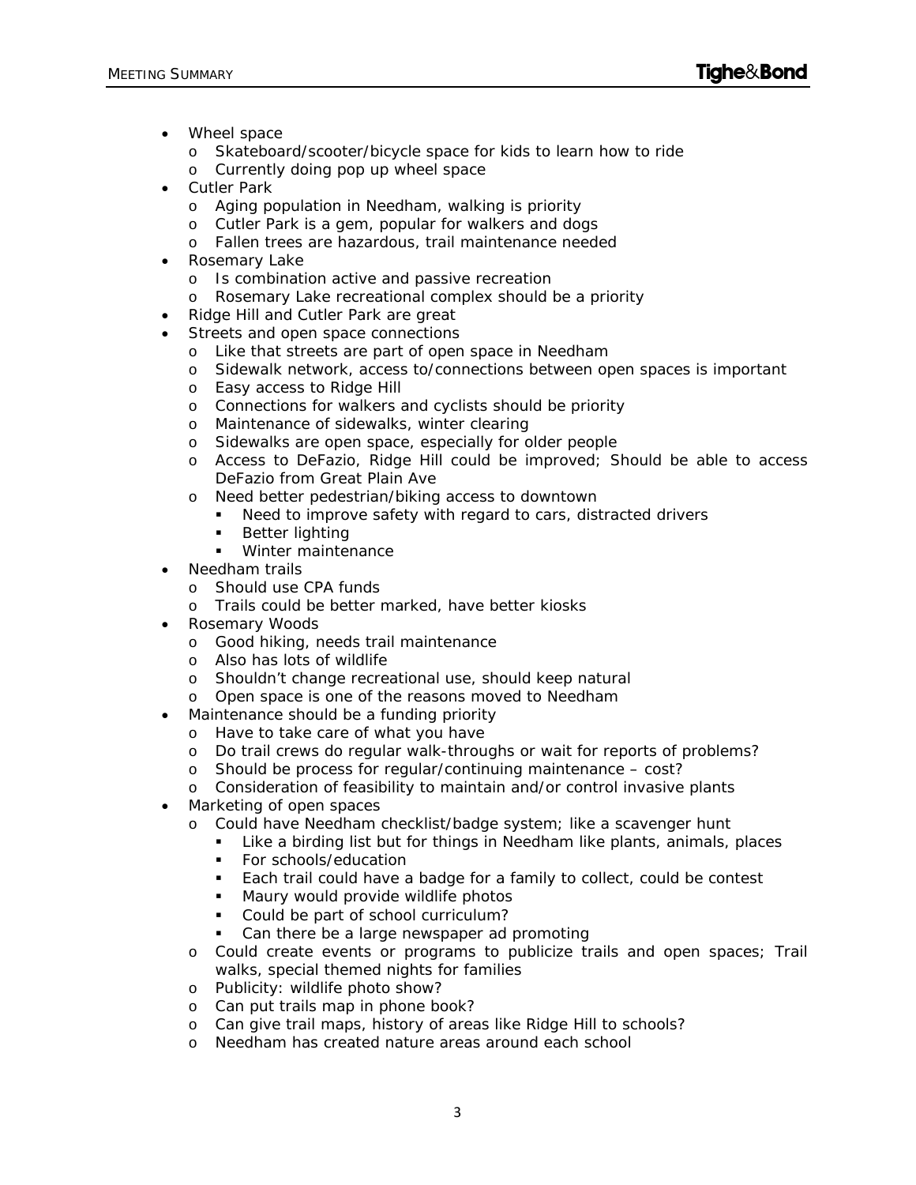- Wheel space
  - Skateboard/scooter/bicycle space for kids to learn how to ride
  - Currently doing pop up wheel space
- Cutler Park
  - Aging population in Needham, walking is priority
  - Cutler Park is a gem, popular for walkers and dogs
  - Fallen trees are hazardous, trail maintenance needed
- Rosemary Lake
  - Is combination active and passive recreation
  - Rosemary Lake recreational complex should be a priority
- Ridge Hill and Cutler Park are great
- Streets and open space connections
  - Like that streets are part of open space in Needham
  - Sidewalk network, access to/connections between open spaces is important
  - Easy access to Ridge Hill
  - Connections for walkers and cyclists should be priority
  - Maintenance of sidewalks, winter clearing
  - Sidewalks are open space, especially for older people
  - Access to DeFazio, Ridge Hill could be improved; Should be able to access DeFazio from Great Plain Ave
  - Need better pedestrian/biking access to downtown
    - Need to improve safety with regard to cars, distracted drivers
    - Better lighting
    - Winter maintenance
- Needham trails
  - Should use CPA funds
  - Trails could be better marked, have better kiosks
- Rosemary Woods
  - Good hiking, needs trail maintenance
  - Also has lots of wildlife
  - Shouldn't change recreational use, should keep natural
  - Open space is one of the reasons moved to Needham
- Maintenance should be a funding priority
  - Have to take care of what you have
  - Do trail crews do regular walk-throughs or wait for reports of problems?
  - Should be process for regular/continuing maintenance – cost?
  - Consideration of feasibility to maintain and/or control invasive plants
- Marketing of open spaces
  - Could have Needham checklist/badge system; like a scavenger hunt
    - Like a birding list but for things in Needham like plants, animals, places
    - For schools/education
    - Each trail could have a badge for a family to collect, could be contest
    - Maury would provide wildlife photos
    - Could be part of school curriculum?
    - Can there be a large newspaper ad promoting
  - Could create events or programs to publicize trails and open spaces; Trail walks, special themed nights for families
  - Publicity: wildlife photo show?
  - Can put trails map in phone book?
  - Can give trail maps, history of areas like Ridge Hill to schools?
  - Needham has created nature areas around each school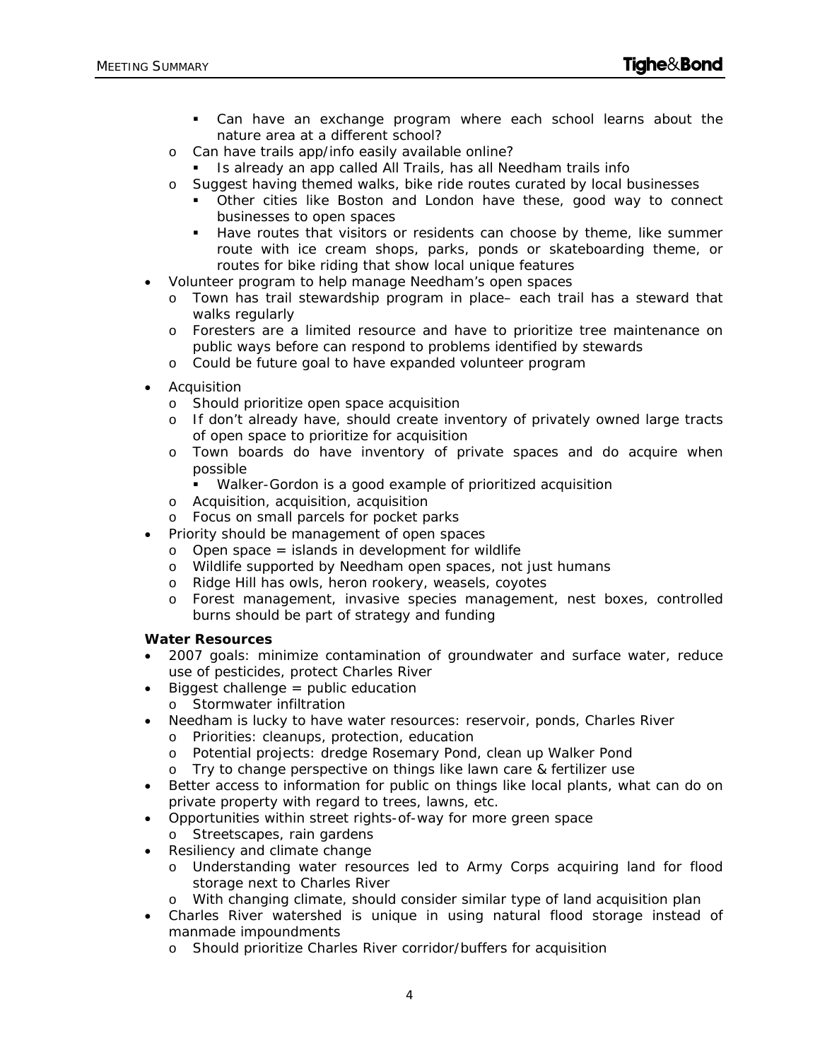- Can have an exchange program where each school learns about the nature area at a different school?
  - Can have trails app/info easily available online?
    - Is already an app called All Trails, has all Needham trails info
  - Suggest having themed walks, bike ride routes curated by local businesses
    - Other cities like Boston and London have these, good way to connect businesses to open spaces
    - Have routes that visitors or residents can choose by theme, like summer route with ice cream shops, parks, ponds or skateboarding theme, or routes for bike riding that show local unique features
- Volunteer program to help manage Needham's open spaces
  - Town has trail stewardship program in place– each trail has a steward that walks regularly
  - Foresters are a limited resource and have to prioritize tree maintenance on public ways before can respond to problems identified by stewards
  - Could be future goal to have expanded volunteer program
- Acquisition
  - Should prioritize open space acquisition
  - If don't already have, should create inventory of privately owned large tracts of open space to prioritize for acquisition
  - Town boards do have inventory of private spaces and do acquire when possible
    - Walker-Gordon is a good example of prioritized acquisition
  - Acquisition, acquisition, acquisition
  - Focus on small parcels for pocket parks
- Priority should be management of open spaces
  - Open space = islands in development for wildlife
  - Wildlife supported by Needham open spaces, not just humans
  - Ridge Hill has owls, heron rookery, weasels, coyotes
  - Forest management, invasive species management, nest boxes, controlled burns should be part of strategy and funding

**Water Resources**

- 2007 goals: minimize contamination of groundwater and surface water, reduce use of pesticides, protect Charles River
- Biggest challenge = public education
  - Stormwater infiltration
- Needham is lucky to have water resources: reservoir, ponds, Charles River
  - Priorities: cleanups, protection, education
  - Potential projects: dredge Rosemary Pond, clean up Walker Pond
  - Try to change perspective on things like lawn care & fertilizer use
- Better access to information for public on things like local plants, what can do on private property with regard to trees, lawns, etc.
- Opportunities within street rights-of-way for more green space
  - Streetscapes, rain gardens
- Resiliency and climate change
  - Understanding water resources led to Army Corps acquiring land for flood storage next to Charles River
  - With changing climate, should consider similar type of land acquisition plan
- Charles River watershed is unique in using natural flood storage instead of manmade impoundments
  - Should prioritize Charles River corridor/buffers for acquisition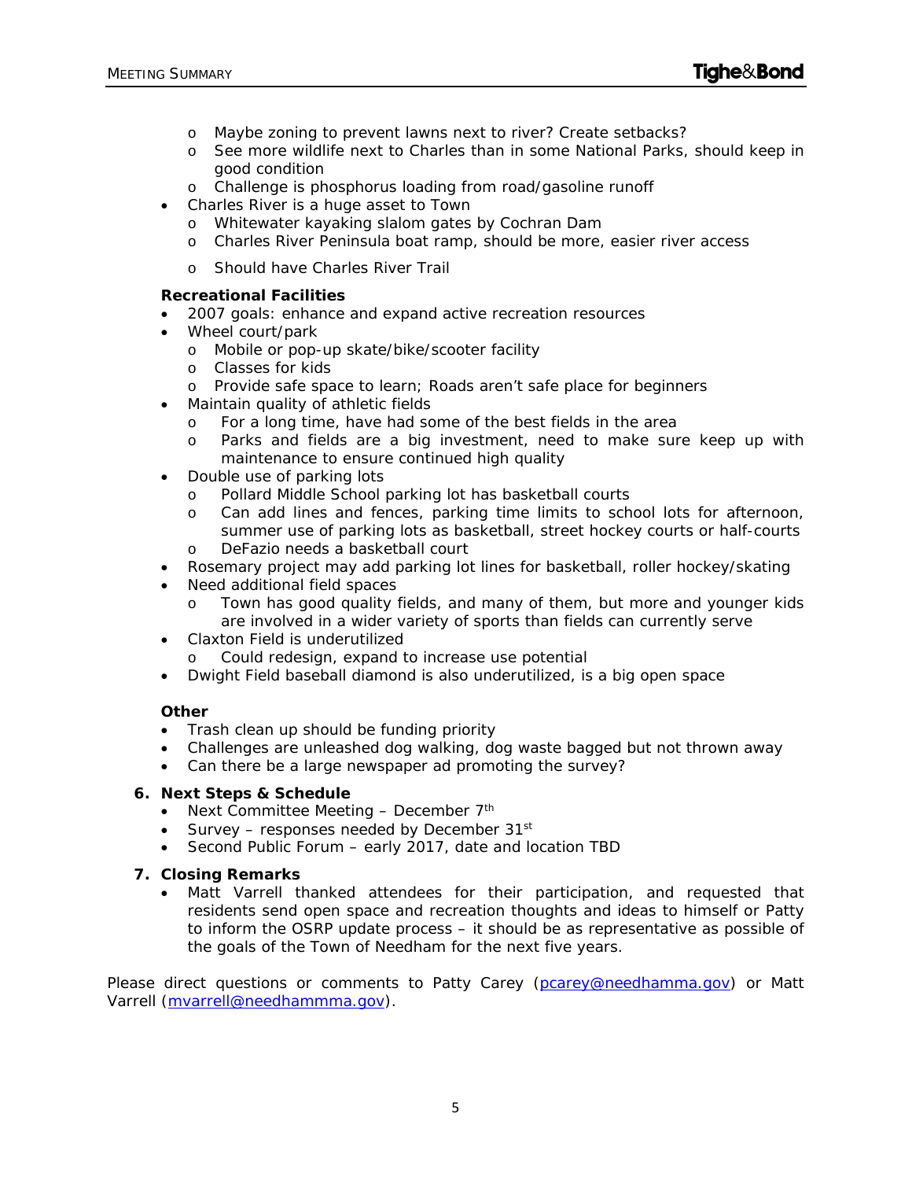- Maybe zoning to prevent lawns next to river? Create setbacks?
  - See more wildlife next to Charles than in some National Parks, should keep in good condition
  - Challenge is phosphorus loading from road/gasoline runoff
- Charles River is a huge asset to Town
  - Whitewater kayaking slalom gates by Cochran Dam
  - Charles River Peninsula boat ramp, should be more, easier river access
  - Should have Charles River Trail

**Recreational Facilities**

- 2007 goals: enhance and expand active recreation resources
- Wheel court/park
  - Mobile or pop-up skate/bike/scooter facility
  - Classes for kids
  - Provide safe space to learn; Roads aren't safe place for beginners
- Maintain quality of athletic fields
  - For a long time, have had some of the best fields in the area
  - Parks and fields are a big investment, need to make sure keep up with maintenance to ensure continued high quality
- Double use of parking lots
  - Pollard Middle School parking lot has basketball courts
  - Can add lines and fences, parking time limits to school lots for afternoon, summer use of parking lots as basketball, street hockey courts or half-courts
  - DeFazio needs a basketball court
- Rosemary project may add parking lot lines for basketball, roller hockey/skating
- Need additional field spaces
  - Town has good quality fields, and many of them, but more and younger kids are involved in a wider variety of sports than fields can currently serve
- Claxton Field is underutilized
  - Could redesign, expand to increase use potential
- Dwight Field baseball diamond is also underutilized, is a big open space

**Other**

- Trash clean up should be funding priority
- Challenges are unleashed dog walking, dog waste bagged but not thrown away
- Can there be a large newspaper ad promoting the survey?

**6. Next Steps & Schedule**

- Next Committee Meeting – December 7th
- Survey – responses needed by December 31st
- Second Public Forum – early 2017, date and location TBD

**7. Closing Remarks**

- Matt Varrell thanked attendees for their participation, and requested that residents send open space and recreation thoughts and ideas to himself or Patty to inform the OSRP update process – it should be as representative as possible of the goals of the Town of Needham for the next five years.

Please direct questions or comments to Patty Carey (pcarey@needhamma.gov) or Matt Varrell (mvarrell@needhammma.gov).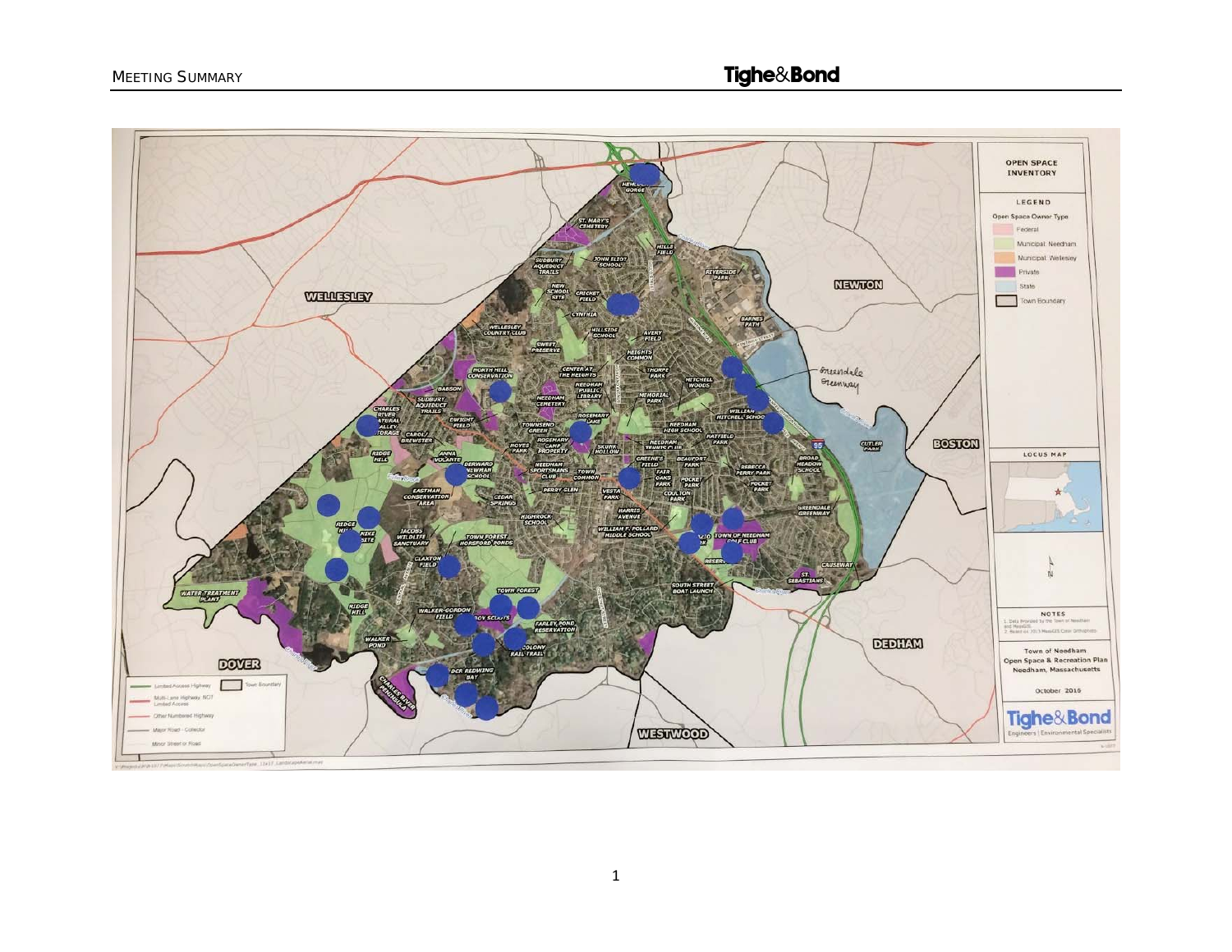OPEN SPACE INVENTORY

LEGEND

Open Space Owner Type

- Federal
- Municipal: Needham
- Municipal: Wellesley
- Private
- State
- Town Boundary

- Limited Access Highway
- Multi-Lane Highway, NOT Limited Access
- Other Numbered Highway
- Major Road - Collector
- Minor Street or Road

NOTES

1. Data Provided by the Town of Needham and MassGIS.
2. Based on 2013 MassGIS Color Orthophoto.

Town of Needham
Open Space & Recreation Plan
Needham, Massachusetts

October 2016

Tighe&Bond
Engineers | Environmental Specialists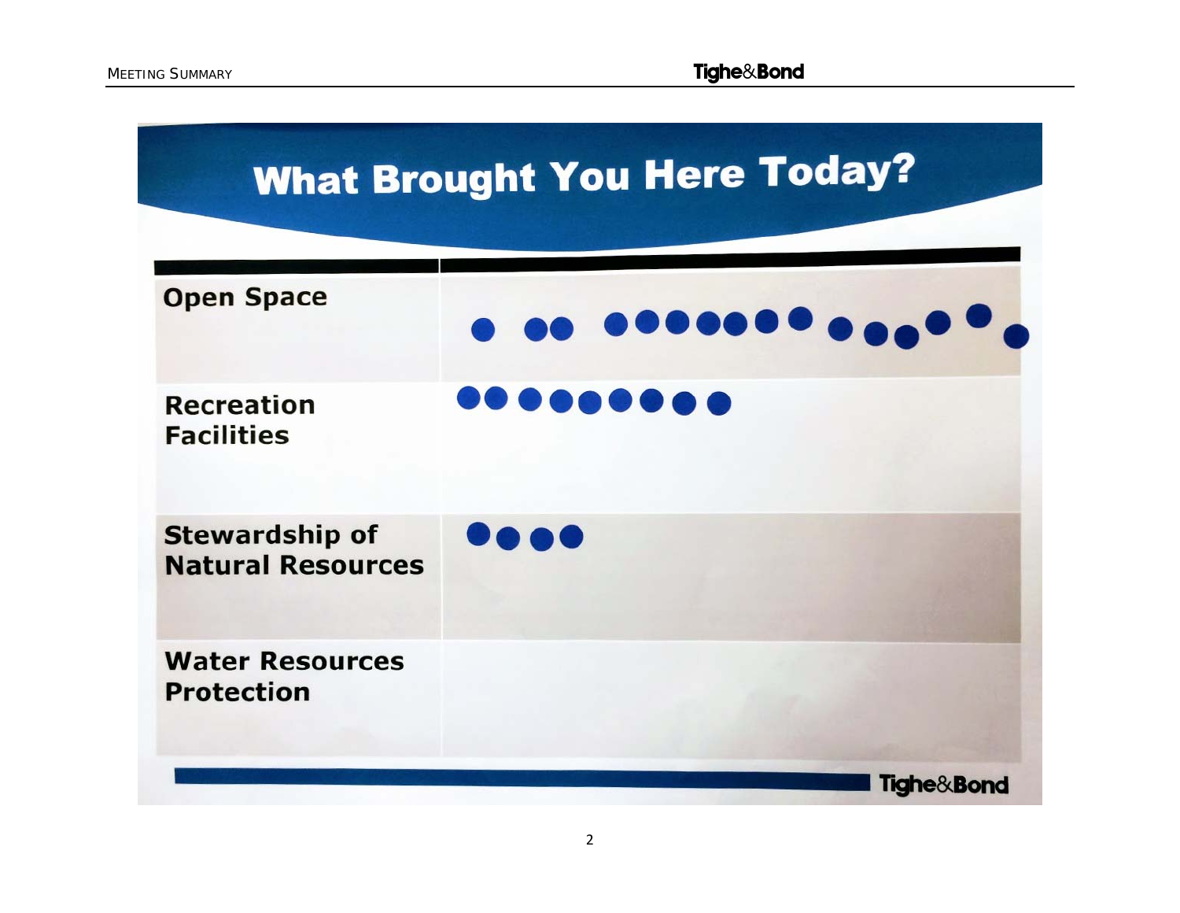## What Brought You Here Today?

Open Space

Recreation Facilities

Stewardship of Natural Resources

Water Resources Protection

Tighe&Bond